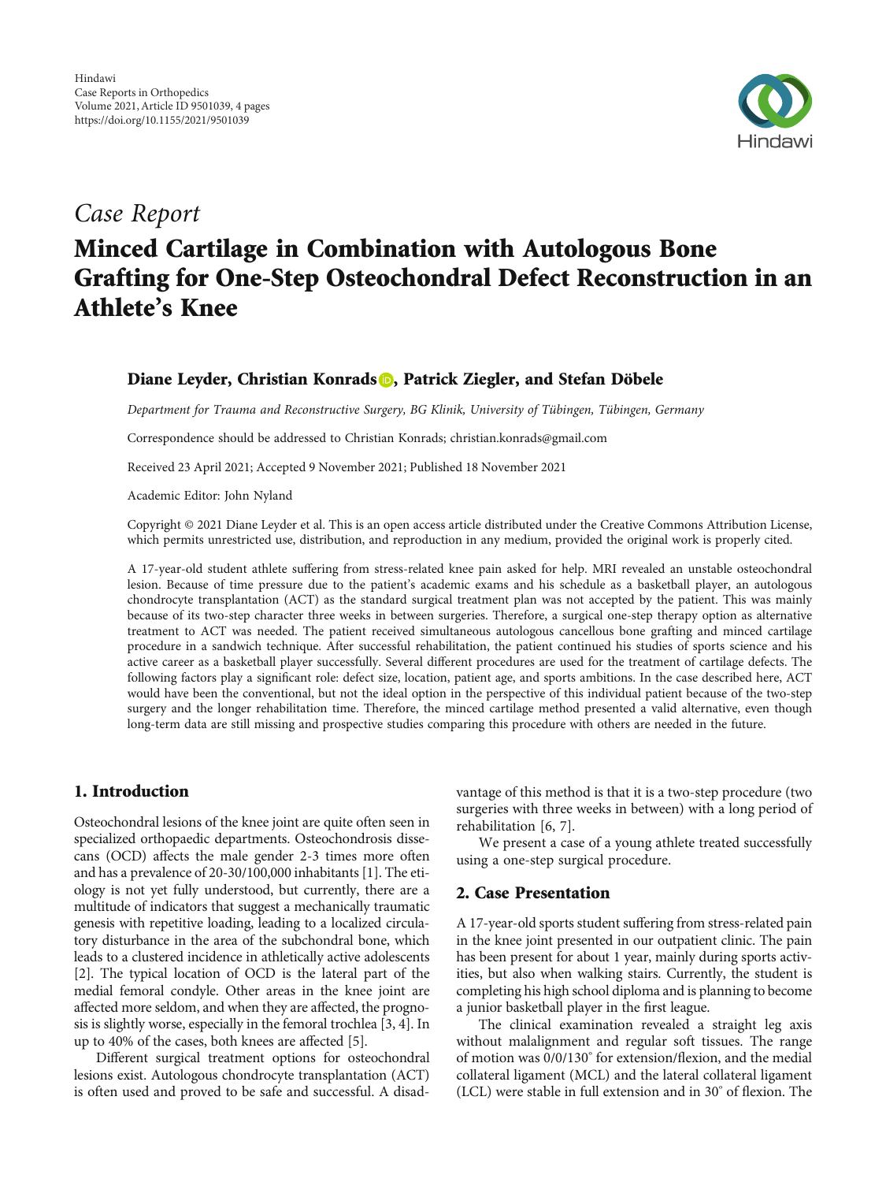Hindawi
Case Reports in Orthopedics
Volume 2021, Article ID 9501039, 4 pages
https://doi.org/10.1155/2021/9501039

*Case Report*

# Minced Cartilage in Combination with Autologous Bone Grafting for One-Step Osteochondral Defect Reconstruction in an Athlete's Knee

**Diane Leyder, Christian Konrads, Patrick Ziegler, and Stefan Döbele**

*Department for Trauma and Reconstructive Surgery, BG Klinik, University of Tübingen, Tübingen, Germany*

Correspondence should be addressed to Christian Konrads; christian.konrads@gmail.com

Received 23 April 2021; Accepted 9 November 2021; Published 18 November 2021

Academic Editor: John Nyland

Copyright © 2021 Diane Leyder et al. This is an open access article distributed under the Creative Commons Attribution License, which permits unrestricted use, distribution, and reproduction in any medium, provided the original work is properly cited.

A 17-year-old student athlete suffering from stress-related knee pain asked for help. MRI revealed an unstable osteochondral lesion. Because of time pressure due to the patient's academic exams and his schedule as a basketball player, an autologous chondrocyte transplantation (ACT) as the standard surgical treatment plan was not accepted by the patient. This was mainly because of its two-step character three weeks in between surgeries. Therefore, a surgical one-step therapy option as alternative treatment to ACT was needed. The patient received simultaneous autologous cancellous bone grafting and minced cartilage procedure in a sandwich technique. After successful rehabilitation, the patient continued his studies of sports science and his active career as a basketball player successfully. Several different procedures are used for the treatment of cartilage defects. The following factors play a significant role: defect size, location, patient age, and sports ambitions. In the case described here, ACT would have been the conventional, but not the ideal option in the perspective of this individual patient because of the two-step surgery and the longer rehabilitation time. Therefore, the minced cartilage method presented a valid alternative, even though long-term data are still missing and prospective studies comparing this procedure with others are needed in the future.

## 1. Introduction

Osteochondral lesions of the knee joint are quite often seen in specialized orthopaedic departments. Osteochondrosis dissecans (OCD) affects the male gender 2-3 times more often and has a prevalence of 20-30/100,000 inhabitants [1]. The etiology is not yet fully understood, but currently, there are a multitude of indicators that suggest a mechanically traumatic genesis with repetitive loading, leading to a localized circulatory disturbance in the area of the subchondral bone, which leads to a clustered incidence in athletically active adolescents [2]. The typical location of OCD is the lateral part of the medial femoral condyle. Other areas in the knee joint are affected more seldom, and when they are affected, the prognosis is slightly worse, especially in the femoral trochlea [3, 4]. In up to 40% of the cases, both knees are affected [5].

Different surgical treatment options for osteochondral lesions exist. Autologous chondrocyte transplantation (ACT) is often used and proved to be safe and successful. A disadvantage of this method is that it is a two-step procedure (two surgeries with three weeks in between) with a long period of rehabilitation [6, 7].

We present a case of a young athlete treated successfully using a one-step surgical procedure.

## 2. Case Presentation

A 17-year-old sports student suffering from stress-related pain in the knee joint presented in our outpatient clinic. The pain has been present for about 1 year, mainly during sports activities, but also when walking stairs. Currently, the student is completing his high school diploma and is planning to become a junior basketball player in the first league.

The clinical examination revealed a straight leg axis without malalignment and regular soft tissues. The range of motion was 0/0/130° for extension/flexion, and the medial collateral ligament (MCL) and the lateral collateral ligament (LCL) were stable in full extension and in 30° of flexion. The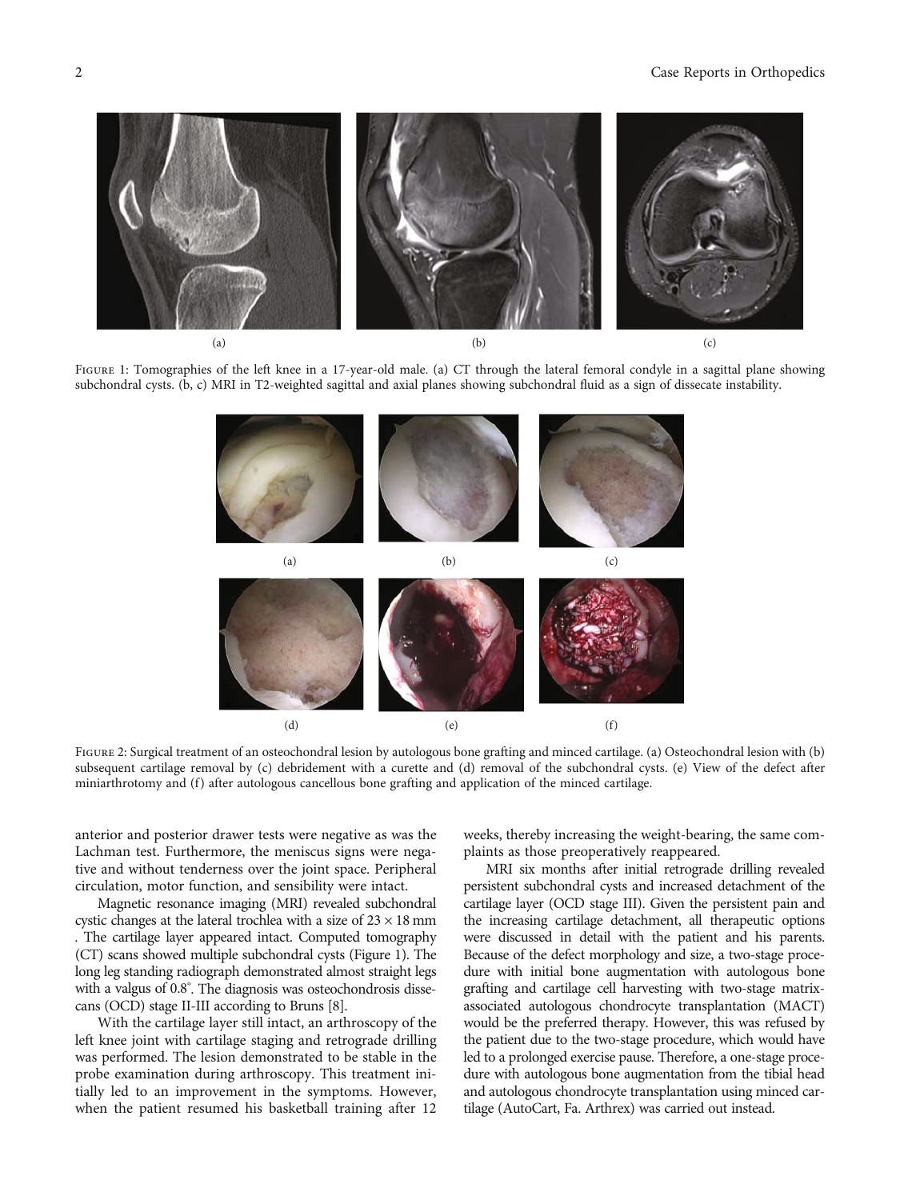Figure 1: Tomographies of the left knee in a 17-year-old male. (a) CT through the lateral femoral condyle in a sagittal plane showing subchondral cysts. (b, c) MRI in T2-weighted sagittal and axial planes showing subchondral fluid as a sign of dissecate instability.

Figure 2: Surgical treatment of an osteochondral lesion by autologous bone grafting and minced cartilage. (a) Osteochondral lesion with (b) subsequent cartilage removal by (c) debridement with a curette and (d) removal of the subchondral cysts. (e) View of the defect after miniarthrotomy and (f) after autologous cancellous bone grafting and application of the minced cartilage.

anterior and posterior drawer tests were negative as was the Lachman test. Furthermore, the meniscus signs were negative and without tenderness over the joint space. Peripheral circulation, motor function, and sensibility were intact.

Magnetic resonance imaging (MRI) revealed subchondral cystic changes at the lateral trochlea with a size of $23 \times 18$ mm. The cartilage layer appeared intact. Computed tomography (CT) scans showed multiple subchondral cysts (Figure 1). The long leg standing radiograph demonstrated almost straight legs with a valgus of 0.8°. The diagnosis was osteochondrosis dissecans (OCD) stage II-III according to Bruns [8].

With the cartilage layer still intact, an arthroscopy of the left knee joint with cartilage staging and retrograde drilling was performed. The lesion demonstrated to be stable in the probe examination during arthroscopy. This treatment initially led to an improvement in the symptoms. However, when the patient resumed his basketball training after 12 weeks, thereby increasing the weight-bearing, the same complaints as those preoperatively reappeared.

MRI six months after initial retrograde drilling revealed persistent subchondral cysts and increased detachment of the cartilage layer (OCD stage III). Given the persistent pain and the increasing cartilage detachment, all therapeutic options were discussed in detail with the patient and his parents. Because of the defect morphology and size, a two-stage procedure with initial bone augmentation with autologous bone grafting and cartilage cell harvesting with two-stage matrix-associated autologous chondrocyte transplantation (MACT) would be the preferred therapy. However, this was refused by the patient due to the two-stage procedure, which would have led to a prolonged exercise pause. Therefore, a one-stage procedure with autologous bone augmentation from the tibial head and autologous chondrocyte transplantation using minced cartilage (AutoCart, Fa. Arthrex) was carried out instead.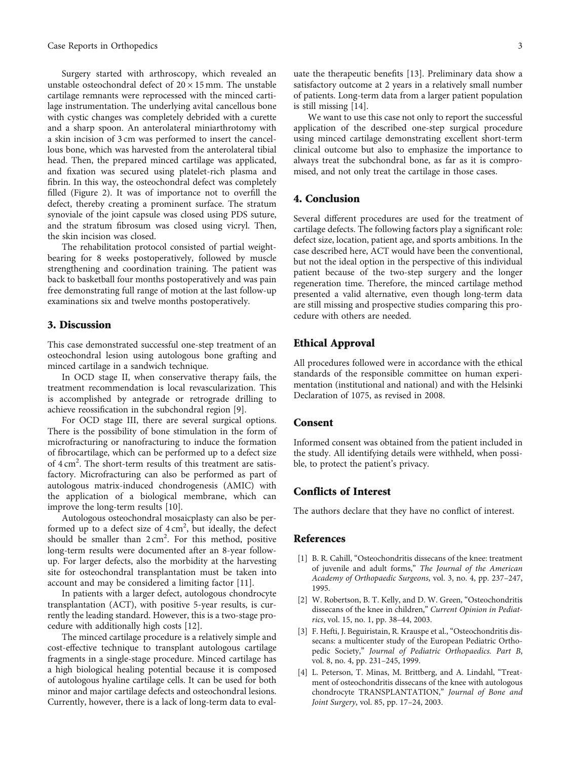Surgery started with arthroscopy, which revealed an unstable osteochondral defect of $20 \times 15$ mm. The unstable cartilage remnants were reprocessed with the minced cartilage instrumentation. The underlying avital cancellous bone with cystic changes was completely debrided with a curette and a sharp spoon. An anterolateral miniarthrotomy with a skin incision of 3 cm was performed to insert the cancellous bone, which was harvested from the anterolateral tibial head. Then, the prepared minced cartilage was applicated, and fixation was secured using platelet-rich plasma and fibrin. In this way, the osteochondral defect was completely filled (Figure 2). It was of importance not to overfill the defect, thereby creating a prominent surface. The stratum synoviale of the joint capsule was closed using PDS suture, and the stratum fibrosum was closed using vicryl. Then, the skin incision was closed.

The rehabilitation protocol consisted of partial weight-bearing for 8 weeks postoperatively, followed by muscle strengthening and coordination training. The patient was back to basketball four months postoperatively and was pain free demonstrating full range of motion at the last follow-up examinations six and twelve months postoperatively.

## 3. Discussion

This case demonstrated successful one-step treatment of an osteochondral lesion using autologous bone grafting and minced cartilage in a sandwich technique.

In OCD stage II, when conservative therapy fails, the treatment recommendation is local revascularization. This is accomplished by antegrade or retrograde drilling to achieve reossification in the subchondral region [9].

For OCD stage III, there are several surgical options. There is the possibility of bone stimulation in the form of microfracturing or nanofracturing to induce the formation of fibrocartilage, which can be performed up to a defect size of $4\,cm^2$. The short-term results of this treatment are satisfactory. Microfracturing can also be performed as part of autologous matrix-induced chondrogenesis (AMIC) with the application of a biological membrane, which can improve the long-term results [10].

Autologous osteochondral mosaicplasty can also be performed up to a defect size of $4\,cm^2$, but ideally, the defect should be smaller than $2\,cm^2$. For this method, positive long-term results were documented after an 8-year follow-up. For larger defects, also the morbidity at the harvesting site for osteochondral transplantation must be taken into account and may be considered a limiting factor [11].

In patients with a larger defect, autologous chondrocyte transplantation (ACT), with positive 5-year results, is currently the leading standard. However, this is a two-stage procedure with additionally high costs [12].

The minced cartilage procedure is a relatively simple and cost-effective technique to transplant autologous cartilage fragments in a single-stage procedure. Minced cartilage has a high biological healing potential because it is composed of autologous hyaline cartilage cells. It can be used for both minor and major cartilage defects and osteochondral lesions. Currently, however, there is a lack of long-term data to evaluate the therapeutic benefits [13]. Preliminary data show a satisfactory outcome at 2 years in a relatively small number of patients. Long-term data from a larger patient population is still missing [14].

We want to use this case not only to report the successful application of the described one-step surgical procedure using minced cartilage demonstrating excellent short-term clinical outcome but also to emphasize the importance to always treat the subchondral bone, as far as it is compromised, and not only treat the cartilage in those cases.

## 4. Conclusion

Several different procedures are used for the treatment of cartilage defects. The following factors play a significant role: defect size, location, patient age, and sports ambitions. In the case described here, ACT would have been the conventional, but not the ideal option in the perspective of this individual patient because of the two-step surgery and the longer regeneration time. Therefore, the minced cartilage method presented a valid alternative, even though long-term data are still missing and prospective studies comparing this procedure with others are needed.

## Ethical Approval

All procedures followed were in accordance with the ethical standards of the responsible committee on human experimentation (institutional and national) and with the Helsinki Declaration of 1075, as revised in 2008.

## Consent

Informed consent was obtained from the patient included in the study. All identifying details were withheld, when possible, to protect the patient's privacy.

## Conflicts of Interest

The authors declare that they have no conflict of interest.

## References

[1] B. R. Cahill, "Osteochondritis dissecans of the knee: treatment of juvenile and adult forms," *The Journal of the American Academy of Orthopaedic Surgeons*, vol. 3, no. 4, pp. 237–247, 1995.

[2] W. Robertson, B. T. Kelly, and D. W. Green, "Osteochondritis dissecans of the knee in children," *Current Opinion in Pediatrics*, vol. 15, no. 1, pp. 38–44, 2003.

[3] F. Hefti, J. Beguiristain, R. Krauspe et al., "Osteochondritis dissecans: a multicenter study of the European Pediatric Orthopedic Society," *Journal of Pediatric Orthopaedics. Part B*, vol. 8, no. 4, pp. 231–245, 1999.

[4] L. Peterson, T. Minas, M. Brittberg, and A. Lindahl, "Treatment of osteochondritis dissecans of the knee with autologous chondrocyte TRANSPLANTATION," *Journal of Bone and Joint Surgery*, vol. 85, pp. 17–24, 2003.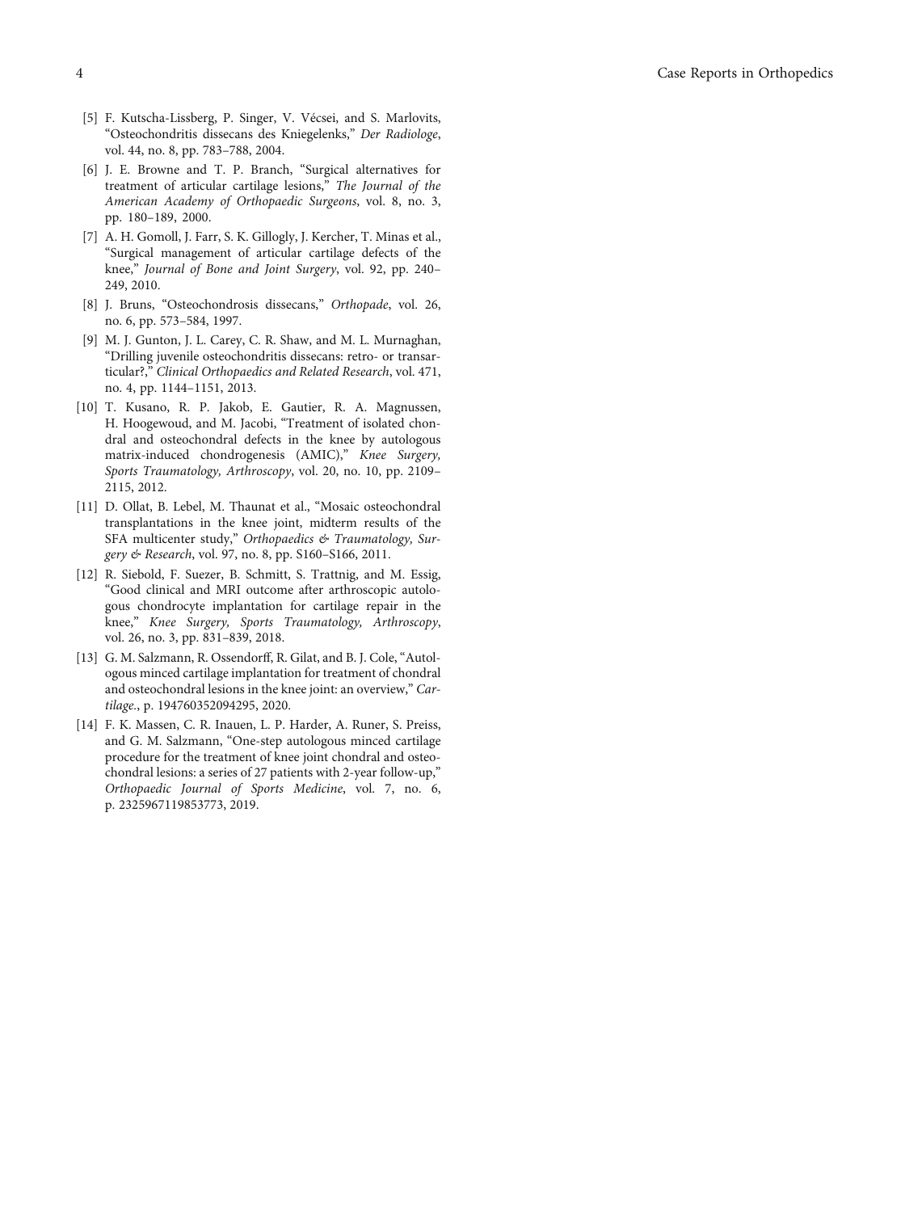[5] F. Kutscha-Lissberg, P. Singer, V. Vécsei, and S. Marlovits, "Osteochondritis dissecans des Kniegelenks," *Der Radiologe*, vol. 44, no. 8, pp. 783–788, 2004.

[6] J. E. Browne and T. P. Branch, "Surgical alternatives for treatment of articular cartilage lesions," *The Journal of the American Academy of Orthopaedic Surgeons*, vol. 8, no. 3, pp. 180–189, 2000.

[7] A. H. Gomoll, J. Farr, S. K. Gillogly, J. Kercher, T. Minas et al., "Surgical management of articular cartilage defects of the knee," *Journal of Bone and Joint Surgery*, vol. 92, pp. 240–249, 2010.

[8] J. Bruns, "Osteochondrosis dissecans," *Orthopade*, vol. 26, no. 6, pp. 573–584, 1997.

[9] M. J. Gunton, J. L. Carey, C. R. Shaw, and M. L. Murnaghan, "Drilling juvenile osteochondritis dissecans: retro- or transarticular?," *Clinical Orthopaedics and Related Research*, vol. 471, no. 4, pp. 1144–1151, 2013.

[10] T. Kusano, R. P. Jakob, E. Gautier, R. A. Magnussen, H. Hoogewoud, and M. Jacobi, "Treatment of isolated chondral and osteochondral defects in the knee by autologous matrix-induced chondrogenesis (AMIC)," *Knee Surgery, Sports Traumatology, Arthroscopy*, vol. 20, no. 10, pp. 2109–2115, 2012.

[11] D. Ollat, B. Lebel, M. Thaunat et al., "Mosaic osteochondral transplantations in the knee joint, midterm results of the SFA multicenter study," *Orthopaedics & Traumatology, Surgery & Research*, vol. 97, no. 8, pp. S160–S166, 2011.

[12] R. Siebold, F. Suezer, B. Schmitt, S. Trattnig, and M. Essig, "Good clinical and MRI outcome after arthroscopic autologous chondrocyte implantation for cartilage repair in the knee," *Knee Surgery, Sports Traumatology, Arthroscopy*, vol. 26, no. 3, pp. 831–839, 2018.

[13] G. M. Salzmann, R. Ossendorff, R. Gilat, and B. J. Cole, "Autologous minced cartilage implantation for treatment of chondral and osteochondral lesions in the knee joint: an overview," *Cartilage.*, p. 194760352094295, 2020.

[14] F. K. Massen, C. R. Inauen, L. P. Harder, A. Runer, S. Preiss, and G. M. Salzmann, "One-step autologous minced cartilage procedure for the treatment of knee joint chondral and osteochondral lesions: a series of 27 patients with 2-year follow-up," *Orthopaedic Journal of Sports Medicine*, vol. 7, no. 6, p. 2325967119853773, 2019.